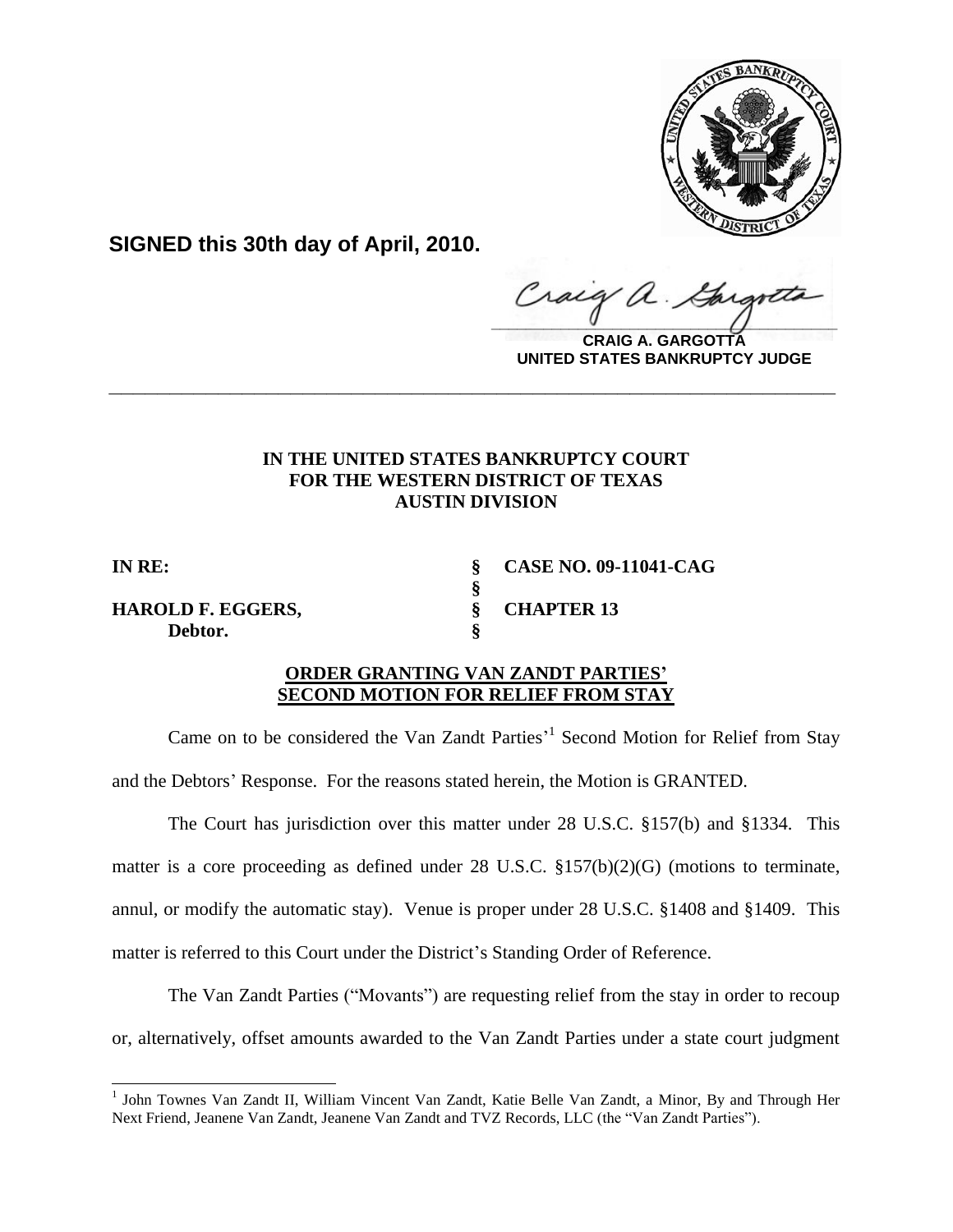**SIGNED this 30th day of April, 2010.**

**CRAIG A. GARGOTTA**
**UNITED STATES BANKRUPTCY JUDGE**

---

**IN THE UNITED STATES BANKRUPTCY COURT**
**FOR THE WESTERN DISTRICT OF TEXAS**
**AUSTIN DIVISION**

| | | |
|---|---|---|
| **IN RE:** | **§** | **CASE NO. 09-11041-CAG** |
| | **§** | |
| **HAROLD F. EGGERS,** | **§** | **CHAPTER 13** |
| **Debtor.** | **§** | |

**ORDER GRANTING VAN ZANDT PARTIES' SECOND MOTION FOR RELIEF FROM STAY**

Came on to be considered the Van Zandt Parties'[1] Second Motion for Relief from Stay and the Debtors' Response. For the reasons stated herein, the Motion is GRANTED.

The Court has jurisdiction over this matter under 28 U.S.C. §157(b) and §1334. This matter is a core proceeding as defined under 28 U.S.C. §157(b)(2)(G) (motions to terminate, annul, or modify the automatic stay). Venue is proper under 28 U.S.C. §1408 and §1409. This matter is referred to this Court under the District's Standing Order of Reference.

The Van Zandt Parties ("Movants") are requesting relief from the stay in order to recoup or, alternatively, offset amounts awarded to the Van Zandt Parties under a state court judgment

[1] John Townes Van Zandt II, William Vincent Van Zandt, Katie Belle Van Zandt, a Minor, By and Through Her Next Friend, Jeanene Van Zandt, Jeanene Van Zandt and TVZ Records, LLC (the "Van Zandt Parties").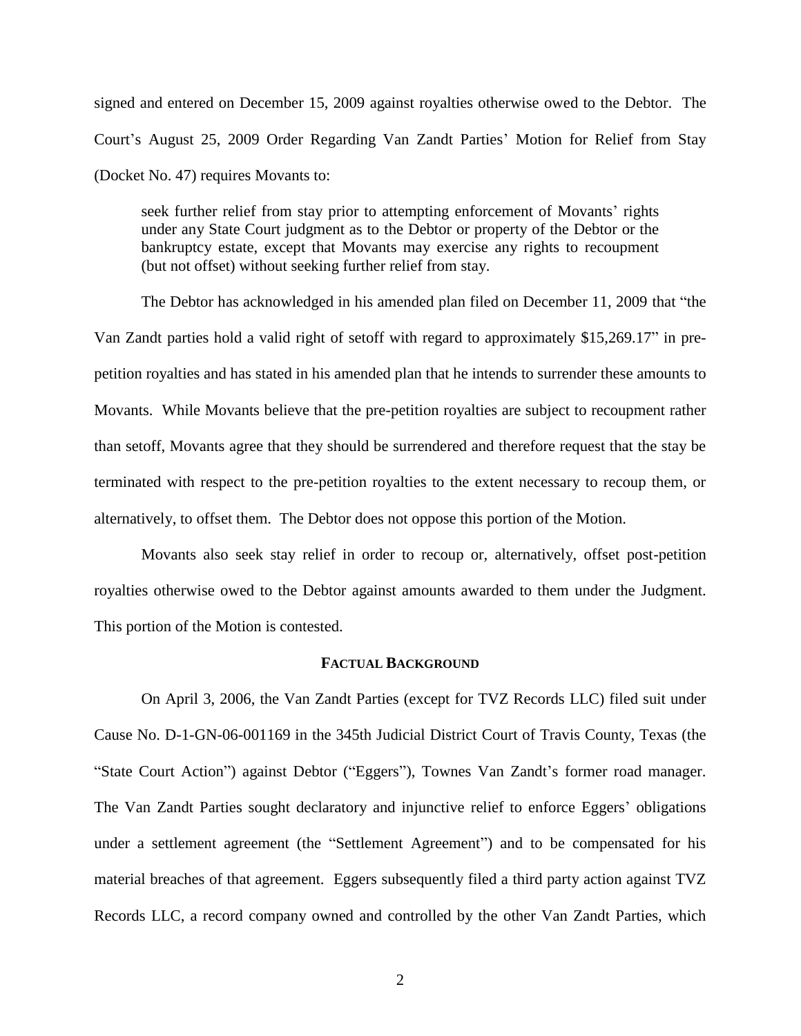signed and entered on December 15, 2009 against royalties otherwise owed to the Debtor. The Court's August 25, 2009 Order Regarding Van Zandt Parties' Motion for Relief from Stay (Docket No. 47) requires Movants to:

> seek further relief from stay prior to attempting enforcement of Movants' rights under any State Court judgment as to the Debtor or property of the Debtor or the bankruptcy estate, except that Movants may exercise any rights to recoupment (but not offset) without seeking further relief from stay.

The Debtor has acknowledged in his amended plan filed on December 11, 2009 that "the Van Zandt parties hold a valid right of setoff with regard to approximately $15,269.17" in pre-petition royalties and has stated in his amended plan that he intends to surrender these amounts to Movants. While Movants believe that the pre-petition royalties are subject to recoupment rather than setoff, Movants agree that they should be surrendered and therefore request that the stay be terminated with respect to the pre-petition royalties to the extent necessary to recoup them, or alternatively, to offset them. The Debtor does not oppose this portion of the Motion.

Movants also seek stay relief in order to recoup or, alternatively, offset post-petition royalties otherwise owed to the Debtor against amounts awarded to them under the Judgment. This portion of the Motion is contested.

## FACTUAL BACKGROUND

On April 3, 2006, the Van Zandt Parties (except for TVZ Records LLC) filed suit under Cause No. D-1-GN-06-001169 in the 345th Judicial District Court of Travis County, Texas (the "State Court Action") against Debtor ("Eggers"), Townes Van Zandt's former road manager. The Van Zandt Parties sought declaratory and injunctive relief to enforce Eggers' obligations under a settlement agreement (the "Settlement Agreement") and to be compensated for his material breaches of that agreement. Eggers subsequently filed a third party action against TVZ Records LLC, a record company owned and controlled by the other Van Zandt Parties, which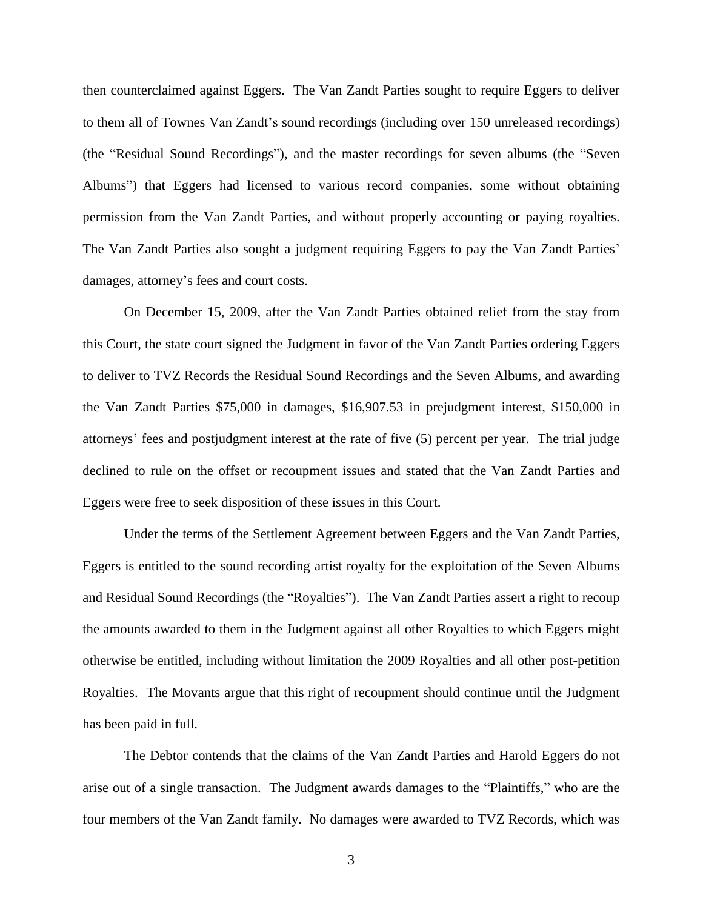then counterclaimed against Eggers. The Van Zandt Parties sought to require Eggers to deliver to them all of Townes Van Zandt's sound recordings (including over 150 unreleased recordings) (the "Residual Sound Recordings"), and the master recordings for seven albums (the "Seven Albums") that Eggers had licensed to various record companies, some without obtaining permission from the Van Zandt Parties, and without properly accounting or paying royalties. The Van Zandt Parties also sought a judgment requiring Eggers to pay the Van Zandt Parties' damages, attorney's fees and court costs.

On December 15, 2009, after the Van Zandt Parties obtained relief from the stay from this Court, the state court signed the Judgment in favor of the Van Zandt Parties ordering Eggers to deliver to TVZ Records the Residual Sound Recordings and the Seven Albums, and awarding the Van Zandt Parties $75,000 in damages, $16,907.53 in prejudgment interest, $150,000 in attorneys' fees and postjudgment interest at the rate of five (5) percent per year. The trial judge declined to rule on the offset or recoupment issues and stated that the Van Zandt Parties and Eggers were free to seek disposition of these issues in this Court.

Under the terms of the Settlement Agreement between Eggers and the Van Zandt Parties, Eggers is entitled to the sound recording artist royalty for the exploitation of the Seven Albums and Residual Sound Recordings (the "Royalties"). The Van Zandt Parties assert a right to recoup the amounts awarded to them in the Judgment against all other Royalties to which Eggers might otherwise be entitled, including without limitation the 2009 Royalties and all other post-petition Royalties. The Movants argue that this right of recoupment should continue until the Judgment has been paid in full.

The Debtor contends that the claims of the Van Zandt Parties and Harold Eggers do not arise out of a single transaction. The Judgment awards damages to the "Plaintiffs," who are the four members of the Van Zandt family. No damages were awarded to TVZ Records, which was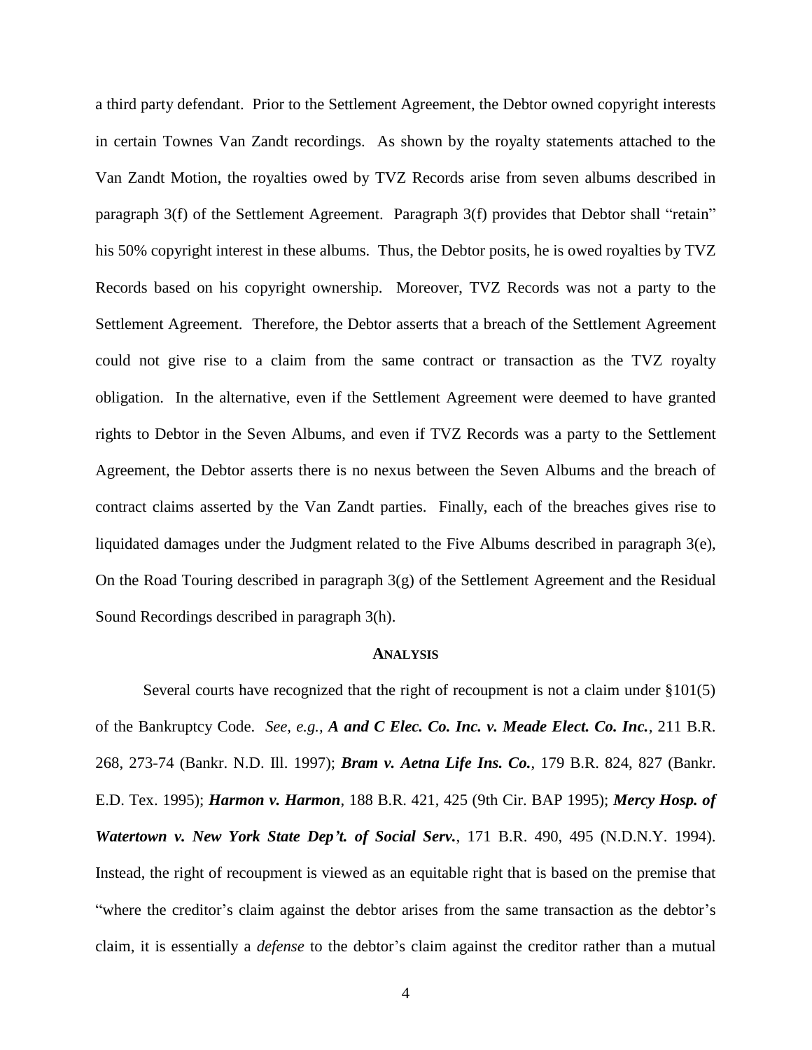a third party defendant. Prior to the Settlement Agreement, the Debtor owned copyright interests in certain Townes Van Zandt recordings. As shown by the royalty statements attached to the Van Zandt Motion, the royalties owed by TVZ Records arise from seven albums described in paragraph 3(f) of the Settlement Agreement. Paragraph 3(f) provides that Debtor shall "retain" his 50% copyright interest in these albums. Thus, the Debtor posits, he is owed royalties by TVZ Records based on his copyright ownership. Moreover, TVZ Records was not a party to the Settlement Agreement. Therefore, the Debtor asserts that a breach of the Settlement Agreement could not give rise to a claim from the same contract or transaction as the TVZ royalty obligation. In the alternative, even if the Settlement Agreement were deemed to have granted rights to Debtor in the Seven Albums, and even if TVZ Records was a party to the Settlement Agreement, the Debtor asserts there is no nexus between the Seven Albums and the breach of contract claims asserted by the Van Zandt parties. Finally, each of the breaches gives rise to liquidated damages under the Judgment related to the Five Albums described in paragraph 3(e), On the Road Touring described in paragraph 3(g) of the Settlement Agreement and the Residual Sound Recordings described in paragraph 3(h).

## ANALYSIS

Several courts have recognized that the right of recoupment is not a claim under §101(5) of the Bankruptcy Code. *See, e.g.,* ***A and C Elec. Co. Inc. v. Meade Elect. Co. Inc.***, 211 B.R. 268, 273-74 (Bankr. N.D. Ill. 1997); ***Bram v. Aetna Life Ins. Co.***, 179 B.R. 824, 827 (Bankr. E.D. Tex. 1995); ***Harmon v. Harmon***, 188 B.R. 421, 425 (9th Cir. BAP 1995); ***Mercy Hosp. of Watertown v. New York State Dep't. of Social Serv.***, 171 B.R. 490, 495 (N.D.N.Y. 1994). Instead, the right of recoupment is viewed as an equitable right that is based on the premise that "where the creditor's claim against the debtor arises from the same transaction as the debtor's claim, it is essentially a *defense* to the debtor's claim against the creditor rather than a mutual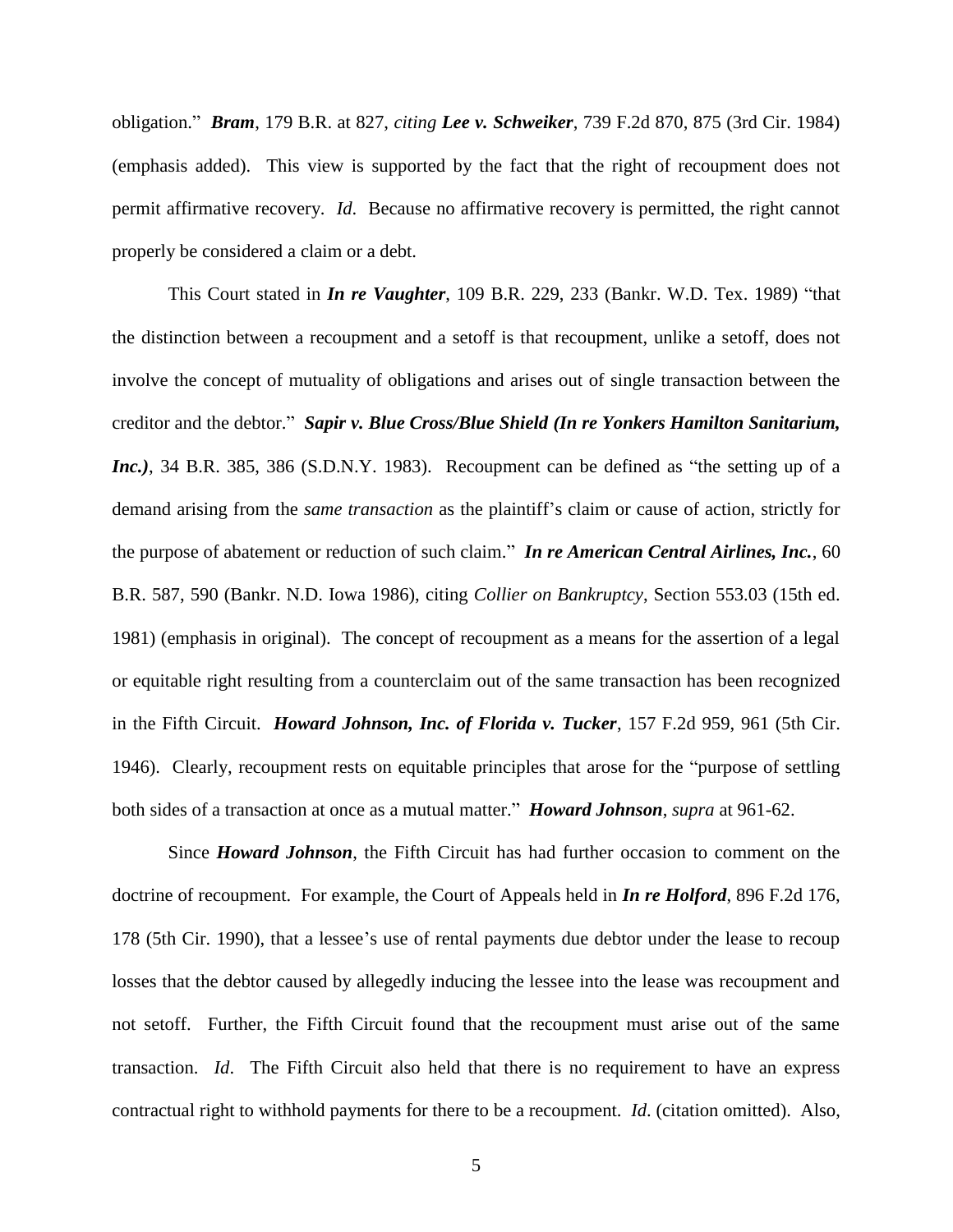obligation." ***Bram***, 179 B.R. at 827, *citing* ***Lee v. Schweiker***, 739 F.2d 870, 875 (3rd Cir. 1984) (emphasis added). This view is supported by the fact that the right of recoupment does not permit affirmative recovery. *Id*. Because no affirmative recovery is permitted, the right cannot properly be considered a claim or a debt.

This Court stated in ***In re Vaughter***, 109 B.R. 229, 233 (Bankr. W.D. Tex. 1989) "that the distinction between a recoupment and a setoff is that recoupment, unlike a setoff, does not involve the concept of mutuality of obligations and arises out of single transaction between the creditor and the debtor." ***Sapir v. Blue Cross/Blue Shield (In re Yonkers Hamilton Sanitarium, Inc.)***, 34 B.R. 385, 386 (S.D.N.Y. 1983). Recoupment can be defined as "the setting up of a demand arising from the *same transaction* as the plaintiff's claim or cause of action, strictly for the purpose of abatement or reduction of such claim." ***In re American Central Airlines, Inc.***, 60 B.R. 587, 590 (Bankr. N.D. Iowa 1986), citing *Collier on Bankruptcy*, Section 553.03 (15th ed. 1981) (emphasis in original). The concept of recoupment as a means for the assertion of a legal or equitable right resulting from a counterclaim out of the same transaction has been recognized in the Fifth Circuit. ***Howard Johnson, Inc. of Florida v. Tucker***, 157 F.2d 959, 961 (5th Cir. 1946). Clearly, recoupment rests on equitable principles that arose for the "purpose of settling both sides of a transaction at once as a mutual matter." ***Howard Johnson***, *supra* at 961-62.

Since ***Howard Johnson***, the Fifth Circuit has had further occasion to comment on the doctrine of recoupment. For example, the Court of Appeals held in ***In re Holford***, 896 F.2d 176, 178 (5th Cir. 1990), that a lessee's use of rental payments due debtor under the lease to recoup losses that the debtor caused by allegedly inducing the lessee into the lease was recoupment and not setoff. Further, the Fifth Circuit found that the recoupment must arise out of the same transaction. *Id*. The Fifth Circuit also held that there is no requirement to have an express contractual right to withhold payments for there to be a recoupment. *Id*. (citation omitted). Also,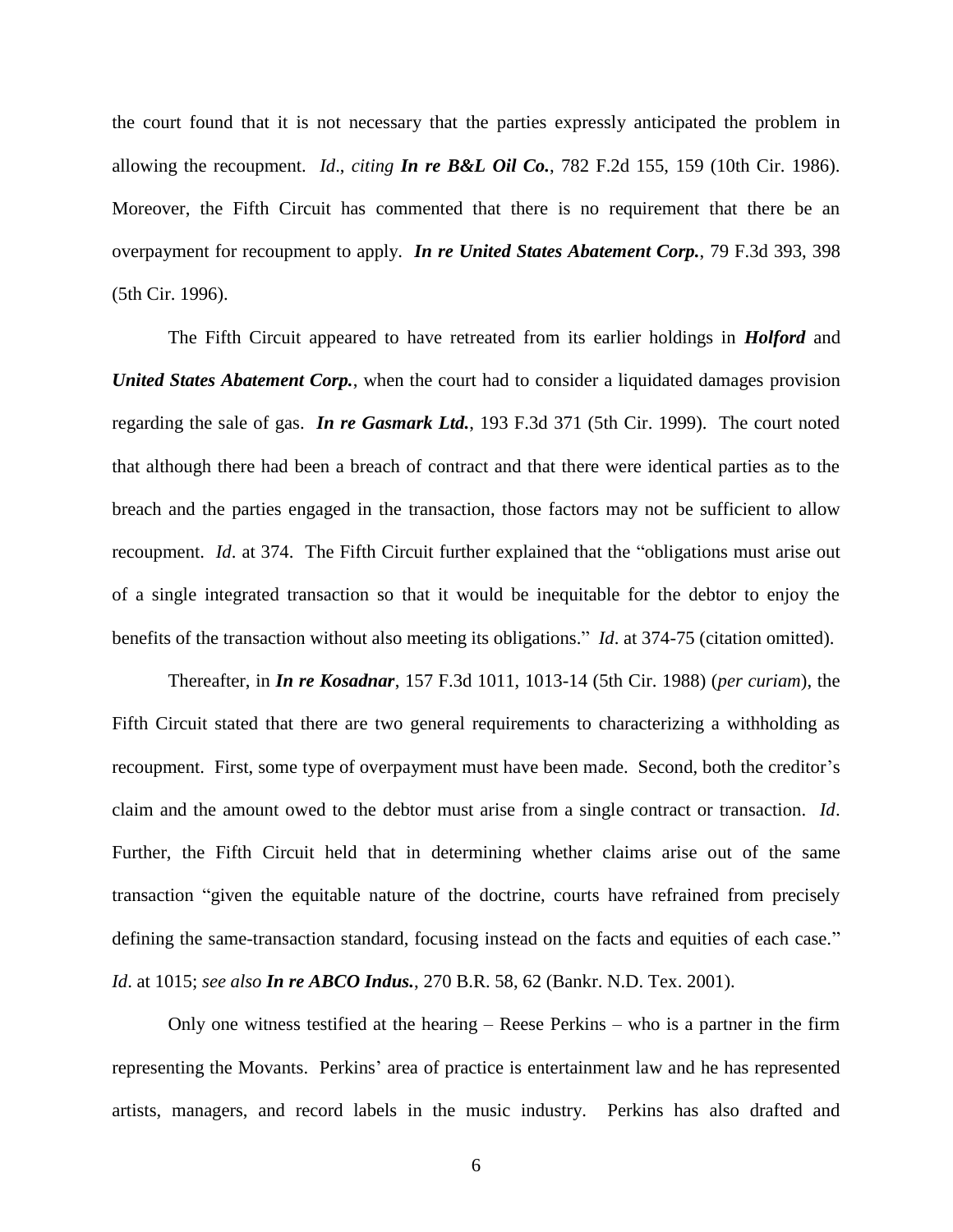the court found that it is not necessary that the parties expressly anticipated the problem in allowing the recoupment. *Id*., *citing* ***In re B&L Oil Co.***, 782 F.2d 155, 159 (10th Cir. 1986). Moreover, the Fifth Circuit has commented that there is no requirement that there be an overpayment for recoupment to apply. ***In re United States Abatement Corp.***, 79 F.3d 393, 398 (5th Cir. 1996).

The Fifth Circuit appeared to have retreated from its earlier holdings in ***Holford*** and ***United States Abatement Corp.***, when the court had to consider a liquidated damages provision regarding the sale of gas. ***In re Gasmark Ltd.***, 193 F.3d 371 (5th Cir. 1999). The court noted that although there had been a breach of contract and that there were identical parties as to the breach and the parties engaged in the transaction, those factors may not be sufficient to allow recoupment. *Id*. at 374. The Fifth Circuit further explained that the "obligations must arise out of a single integrated transaction so that it would be inequitable for the debtor to enjoy the benefits of the transaction without also meeting its obligations." *Id*. at 374-75 (citation omitted).

Thereafter, in ***In re Kosadnar***, 157 F.3d 1011, 1013-14 (5th Cir. 1988) (*per curiam*), the Fifth Circuit stated that there are two general requirements to characterizing a withholding as recoupment. First, some type of overpayment must have been made. Second, both the creditor's claim and the amount owed to the debtor must arise from a single contract or transaction. *Id*. Further, the Fifth Circuit held that in determining whether claims arise out of the same transaction "given the equitable nature of the doctrine, courts have refrained from precisely defining the same-transaction standard, focusing instead on the facts and equities of each case." *Id*. at 1015; *see also* ***In re ABCO Indus.***, 270 B.R. 58, 62 (Bankr. N.D. Tex. 2001).

Only one witness testified at the hearing – Reese Perkins – who is a partner in the firm representing the Movants. Perkins' area of practice is entertainment law and he has represented artists, managers, and record labels in the music industry. Perkins has also drafted and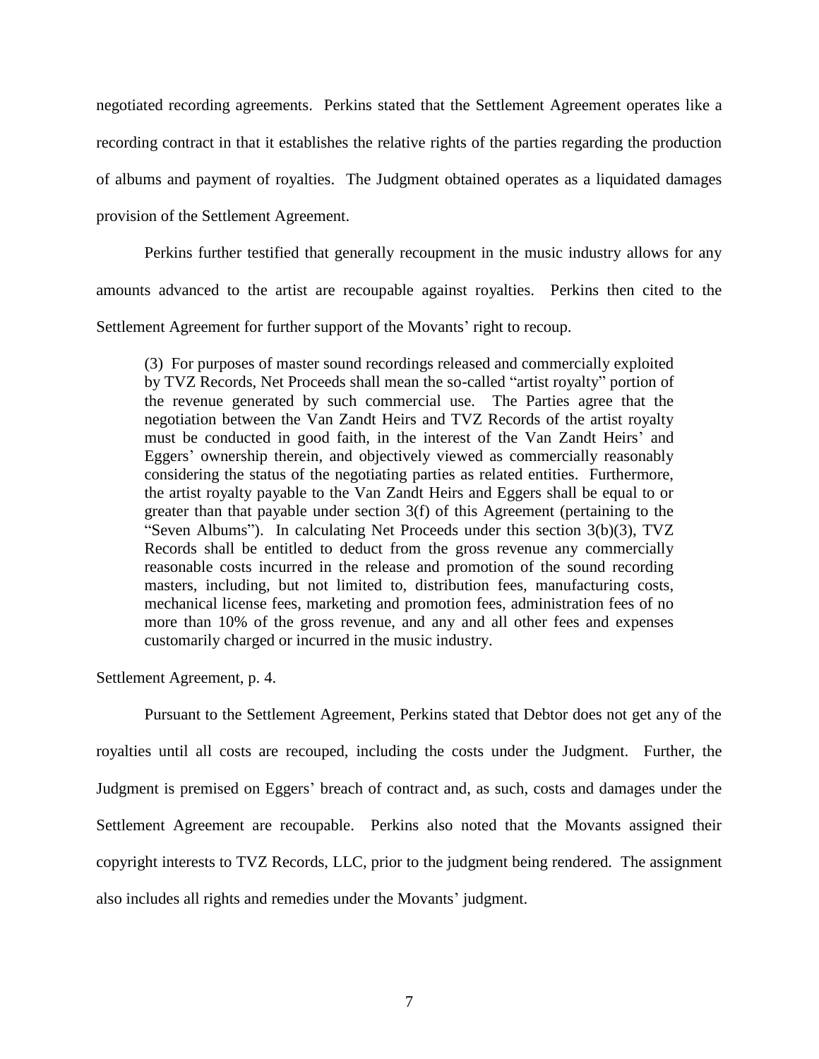negotiated recording agreements. Perkins stated that the Settlement Agreement operates like a recording contract in that it establishes the relative rights of the parties regarding the production of albums and payment of royalties. The Judgment obtained operates as a liquidated damages provision of the Settlement Agreement.

Perkins further testified that generally recoupment in the music industry allows for any amounts advanced to the artist are recoupable against royalties. Perkins then cited to the Settlement Agreement for further support of the Movants' right to recoup.

> (3) For purposes of master sound recordings released and commercially exploited by TVZ Records, Net Proceeds shall mean the so-called "artist royalty" portion of the revenue generated by such commercial use. The Parties agree that the negotiation between the Van Zandt Heirs and TVZ Records of the artist royalty must be conducted in good faith, in the interest of the Van Zandt Heirs' and Eggers' ownership therein, and objectively viewed as commercially reasonably considering the status of the negotiating parties as related entities. Furthermore, the artist royalty payable to the Van Zandt Heirs and Eggers shall be equal to or greater than that payable under section 3(f) of this Agreement (pertaining to the "Seven Albums"). In calculating Net Proceeds under this section 3(b)(3), TVZ Records shall be entitled to deduct from the gross revenue any commercially reasonable costs incurred in the release and promotion of the sound recording masters, including, but not limited to, distribution fees, manufacturing costs, mechanical license fees, marketing and promotion fees, administration fees of no more than 10% of the gross revenue, and any and all other fees and expenses customarily charged or incurred in the music industry.

Settlement Agreement, p. 4.

Pursuant to the Settlement Agreement, Perkins stated that Debtor does not get any of the royalties until all costs are recouped, including the costs under the Judgment. Further, the Judgment is premised on Eggers' breach of contract and, as such, costs and damages under the Settlement Agreement are recoupable. Perkins also noted that the Movants assigned their copyright interests to TVZ Records, LLC, prior to the judgment being rendered. The assignment also includes all rights and remedies under the Movants' judgment.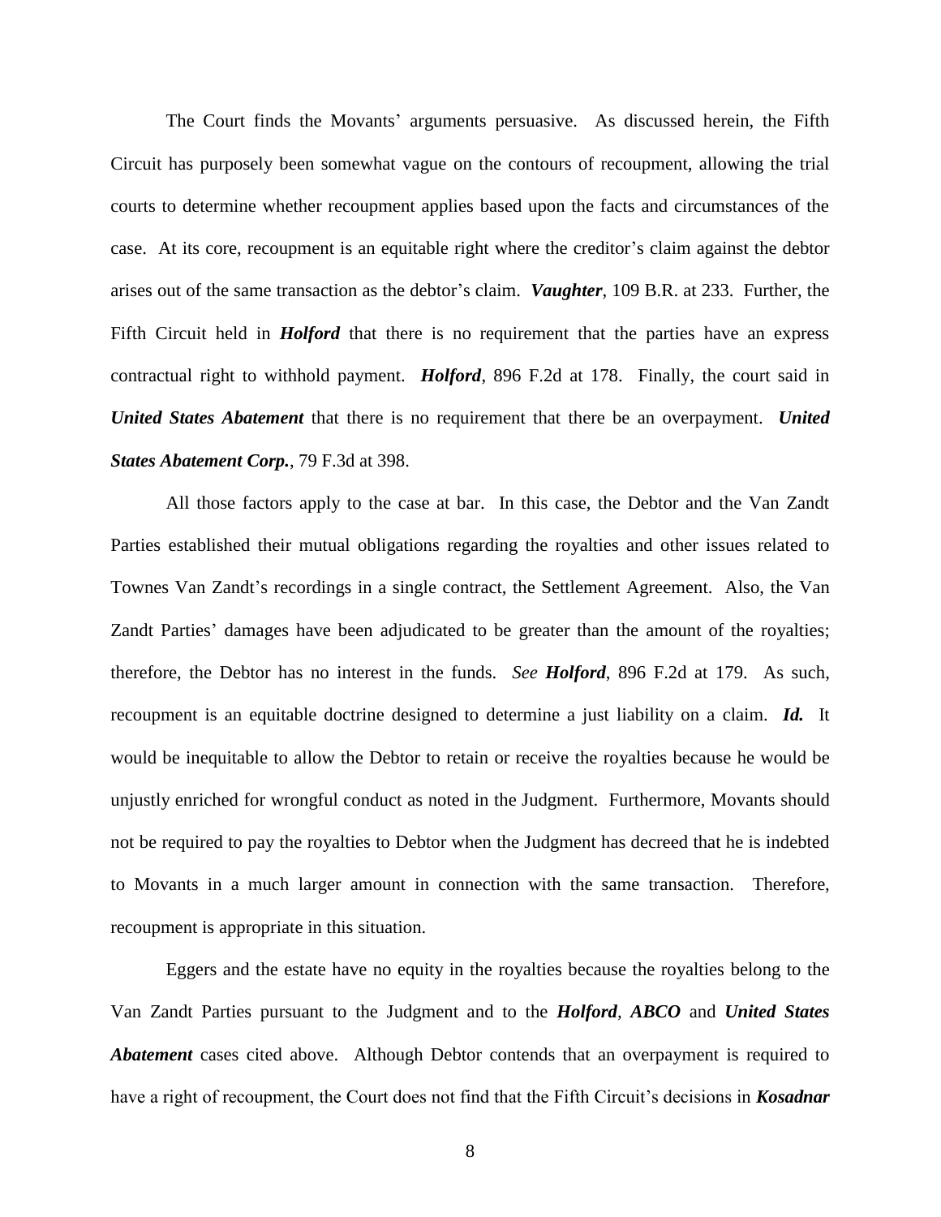The Court finds the Movants' arguments persuasive. As discussed herein, the Fifth Circuit has purposely been somewhat vague on the contours of recoupment, allowing the trial courts to determine whether recoupment applies based upon the facts and circumstances of the case. At its core, recoupment is an equitable right where the creditor's claim against the debtor arises out of the same transaction as the debtor's claim. ***Vaughter***, 109 B.R. at 233. Further, the Fifth Circuit held in ***Holford*** that there is no requirement that the parties have an express contractual right to withhold payment. ***Holford***, 896 F.2d at 178. Finally, the court said in ***United States Abatement*** that there is no requirement that there be an overpayment. ***United States Abatement Corp.***, 79 F.3d at 398.

All those factors apply to the case at bar. In this case, the Debtor and the Van Zandt Parties established their mutual obligations regarding the royalties and other issues related to Townes Van Zandt's recordings in a single contract, the Settlement Agreement. Also, the Van Zandt Parties' damages have been adjudicated to be greater than the amount of the royalties; therefore, the Debtor has no interest in the funds. *See* ***Holford***, 896 F.2d at 179. As such, recoupment is an equitable doctrine designed to determine a just liability on a claim. ***Id.*** It would be inequitable to allow the Debtor to retain or receive the royalties because he would be unjustly enriched for wrongful conduct as noted in the Judgment. Furthermore, Movants should not be required to pay the royalties to Debtor when the Judgment has decreed that he is indebted to Movants in a much larger amount in connection with the same transaction. Therefore, recoupment is appropriate in this situation.

Eggers and the estate have no equity in the royalties because the royalties belong to the Van Zandt Parties pursuant to the Judgment and to the ***Holford***, ***ABCO*** and ***United States Abatement*** cases cited above. Although Debtor contends that an overpayment is required to have a right of recoupment, the Court does not find that the Fifth Circuit's decisions in ***Kosadnar***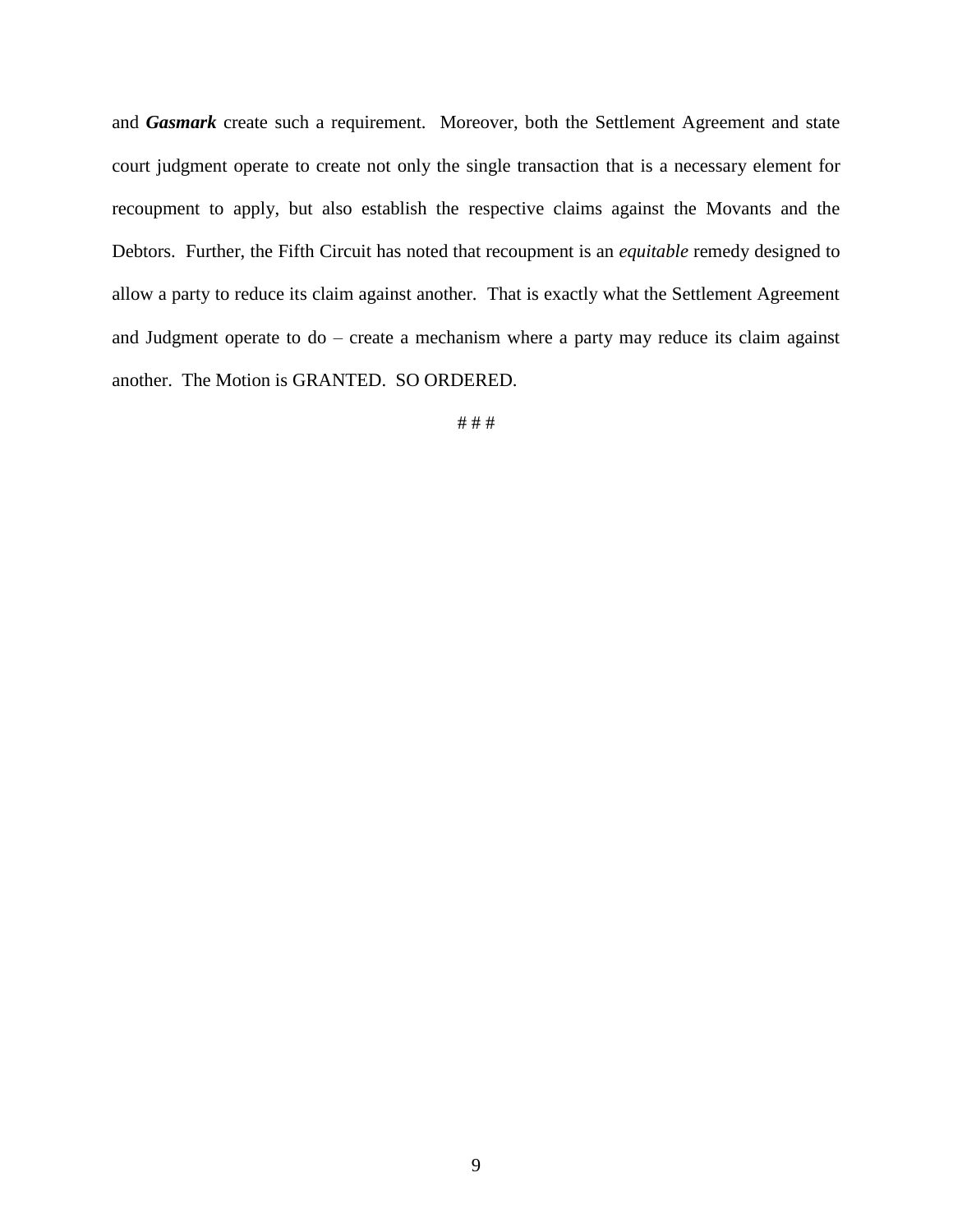and ***Gasmark*** create such a requirement. Moreover, both the Settlement Agreement and state court judgment operate to create not only the single transaction that is a necessary element for recoupment to apply, but also establish the respective claims against the Movants and the Debtors. Further, the Fifth Circuit has noted that recoupment is an *equitable* remedy designed to allow a party to reduce its claim against another. That is exactly what the Settlement Agreement and Judgment operate to do – create a mechanism where a party may reduce its claim against another. The Motion is GRANTED. SO ORDERED.

# # #